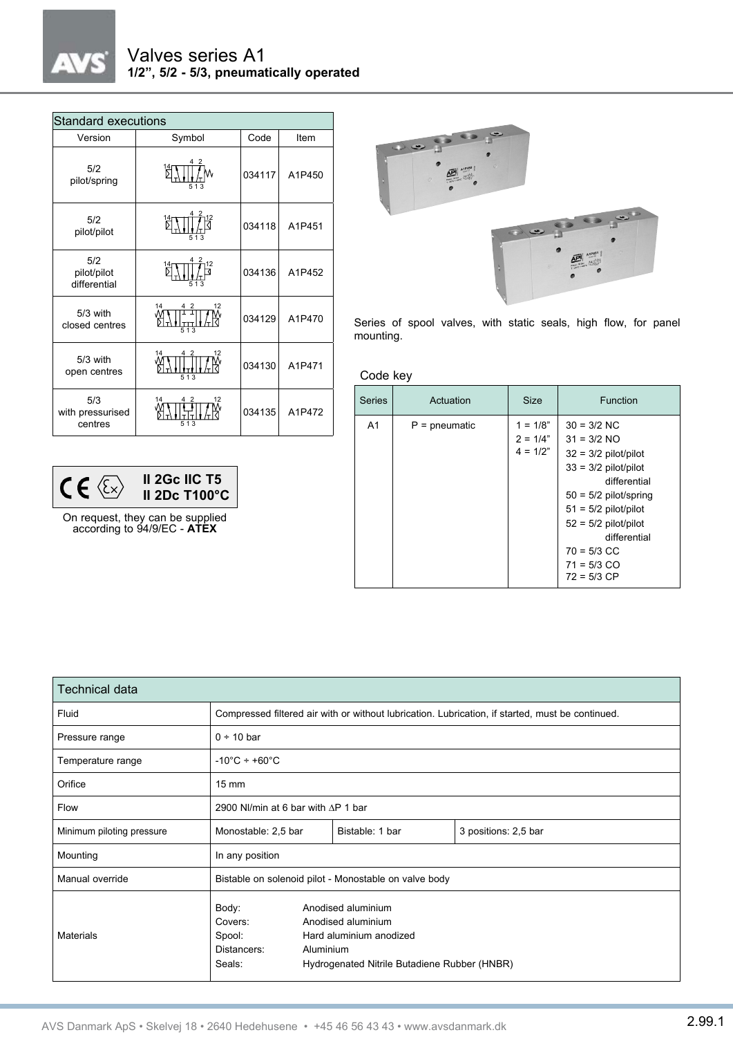# Valves series A1

**1/2", 5/2 - 5/3, pneumatically operated**

| Standard executions | | | |
|---|---|---|---|
| Version | Symbol | Code | Item |
| 5/2 pilot/spring | | 034117 | A1P450 |
| 5/2 pilot/pilot | | 034118 | A1P451 |
| 5/2 pilot/pilot differential | | 034136 | A1P452 |
| 5/3 with closed centres | | 034129 | A1P470 |
| 5/3 with open centres | | 034130 | A1P471 |
| 5/3 with pressurised centres | | 034135 | A1P472 |

**II 2Gc IIC T5**
**II 2Dc T100°C**

On request, they can be supplied according to 94/9/EC - **ATEX**

Series of spool valves, with static seals, high flow, for panel mounting.

Code key

| Series | Actuation | Size | Function |
|---|---|---|---|
| A1 | P = pneumatic | 1 = 1/8"<br>2 = 1/4"<br>4 = 1/2" | 30 = 3/2 NC<br>31 = 3/2 NO<br>32 = 3/2 pilot/pilot<br>33 = 3/2 pilot/pilot differential<br>50 = 5/2 pilot/spring<br>51 = 5/2 pilot/pilot<br>52 = 5/2 pilot/pilot differential<br>70 = 5/3 CC<br>71 = 5/3 CO<br>72 = 5/3 CP |

| Technical data | | | |
|---|---|---|---|
| Fluid | Compressed filtered air with or without lubrication. Lubrication, if started, must be continued. | | |
| Pressure range | 0 ÷ 10 bar | | |
| Temperature range | -10°C ÷ +60°C | | |
| Orifice | 15 mm | | |
| Flow | 2900 Nl/min at 6 bar with ∆P 1 bar | | |
| Minimum piloting pressure | Monostable: 2,5 bar | Bistable: 1 bar | 3 positions: 2,5 bar |
| Mounting | In any position | | |
| Manual override | Bistable on solenoid pilot - Monostable on valve body | | |
| Materials | Body: Anodised aluminium<br>Covers: Anodised aluminium<br>Spool: Hard aluminium anodized<br>Distancers: Aluminium<br>Seals: Hydrogenated Nitrile Butadiene Rubber (HNBR) | | |

AVS Danmark ApS • Skelvej 18 • 2640 Hedehusene • +45 46 56 43 43 • www.avsdanmark.dk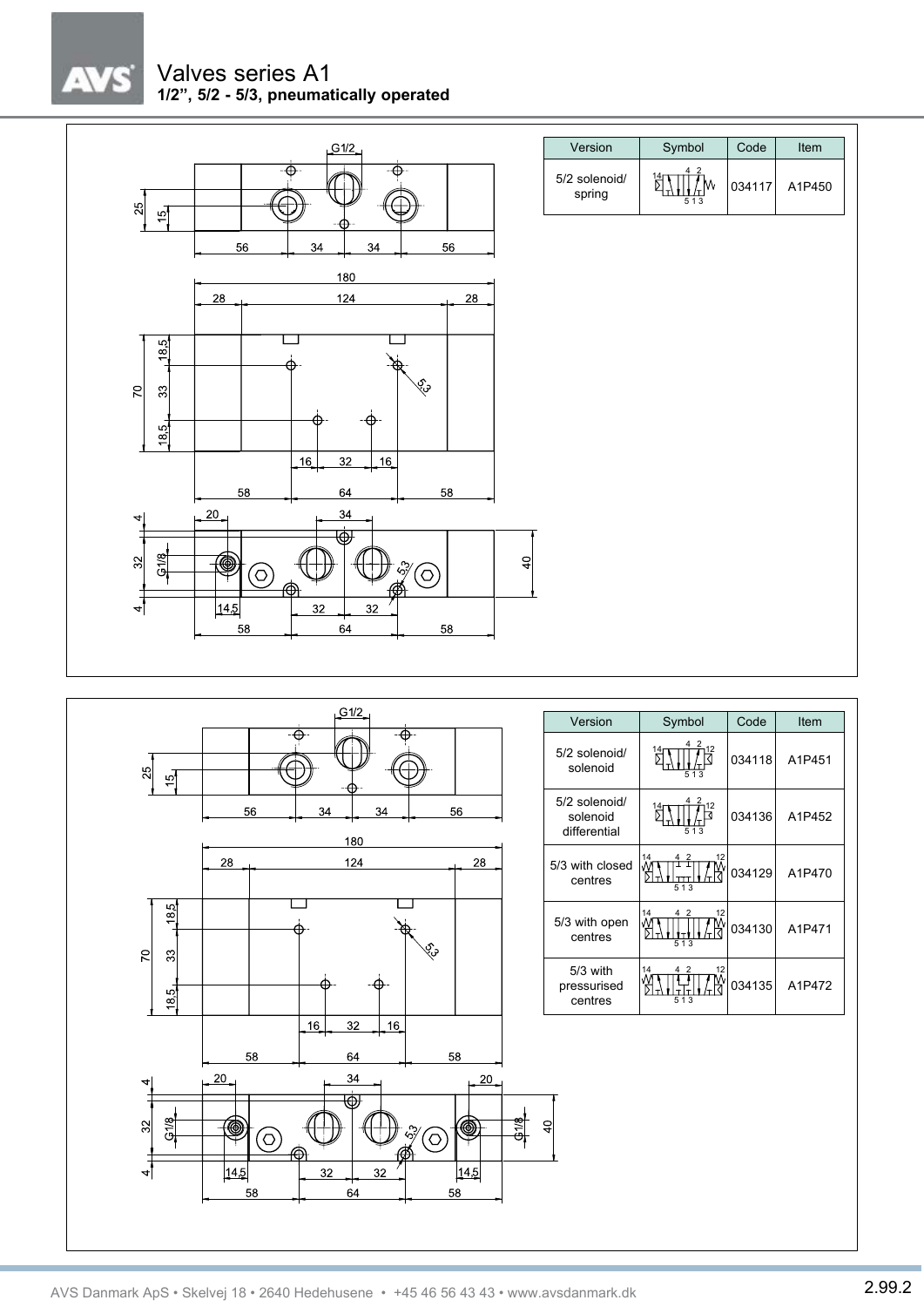# Valves series A1

**1/2", 5/2 - 5/3, pneumatically operated**

G1/2

25 15

56 34 34 56

180

28 124 28

70 18,5 33 18,5

5,3

16 32 16

58 64 58

20 34

4 32 G1/8 4

40

14,5 32 32

58 64 58

| Version | Symbol | Code | Item |
| --- | --- | --- | --- |
| 5/2 solenoid/ spring | 14 4 2 5 1 3 | 034117 | A1P450 |

G1/2

25 15

56 34 34 56

180

28 124 28

70 18,5 33 18,5

5,3

16 32 16

58 64 58

20 34 20

4 32 G1/8 4

G1/8 40

14,5 32 32 14,5

58 64 58

| Version | Symbol | Code | Item |
| --- | --- | --- | --- |
| 5/2 solenoid/ solenoid | 14 4 2 12 5 1 3 | 034118 | A1P451 |
| 5/2 solenoid/ solenoid differential | 14 4 2 12 5 1 3 | 034136 | A1P452 |
| 5/3 with closed centres | 14 4 2 12 5 1 3 | 034129 | A1P470 |
| 5/3 with open centres | 14 4 2 12 5 1 3 | 034130 | A1P471 |
| 5/3 with pressurised centres | 14 4 2 12 5 1 3 | 034135 | A1P472 |

AVS Danmark ApS • Skelvej 18 • 2640 Hedehusene • +45 46 56 43 43 • www.avsdanmark.dk